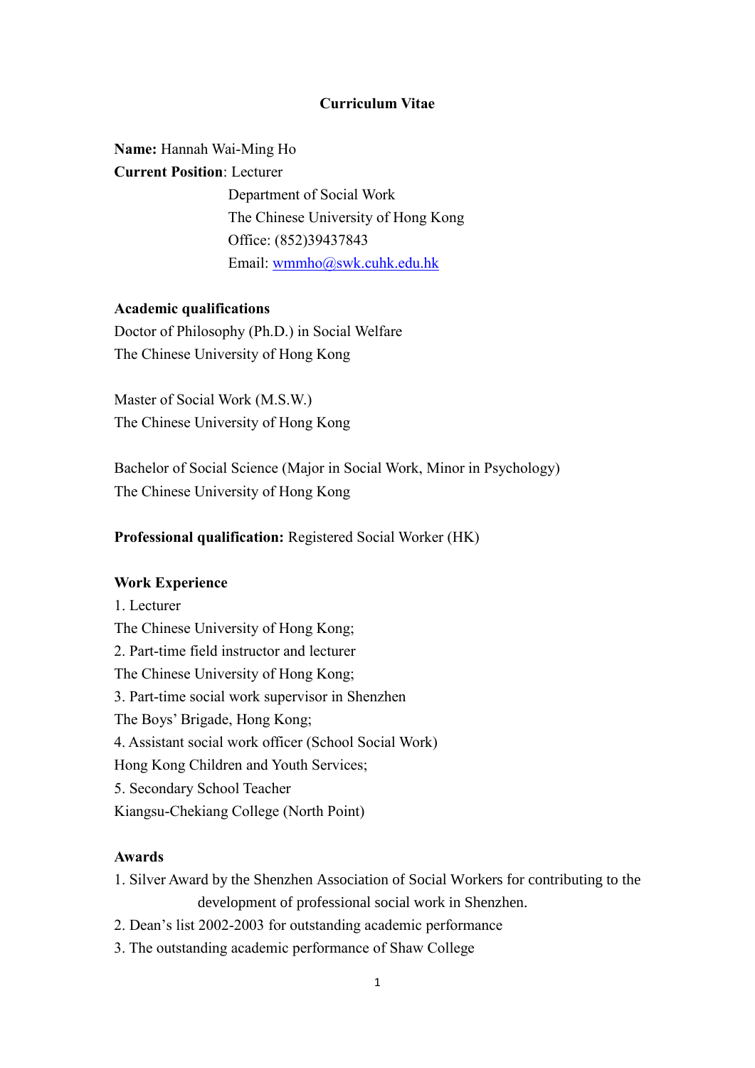# Curriculum Vitae

**Name:** Hannah Wai-Ming Ho

**Current Position**: Lecturer
Department of Social Work
The Chinese University of Hong Kong
Office: (852)39437843
Email: wmmho@swk.cuhk.edu.hk

**Academic qualifications**

Doctor of Philosophy (Ph.D.) in Social Welfare
The Chinese University of Hong Kong

Master of Social Work (M.S.W.)
The Chinese University of Hong Kong

Bachelor of Social Science (Major in Social Work, Minor in Psychology)
The Chinese University of Hong Kong

**Professional qualification:** Registered Social Worker (HK)

**Work Experience**

1. Lecturer
The Chinese University of Hong Kong;
2. Part-time field instructor and lecturer
The Chinese University of Hong Kong;
3. Part-time social work supervisor in Shenzhen
The Boys' Brigade, Hong Kong;
4. Assistant social work officer (School Social Work)
Hong Kong Children and Youth Services;
5. Secondary School Teacher
Kiangsu-Chekiang College (North Point)

**Awards**

1. Silver Award by the Shenzhen Association of Social Workers for contributing to the development of professional social work in Shenzhen.
2. Dean's list 2002-2003 for outstanding academic performance
3. The outstanding academic performance of Shaw College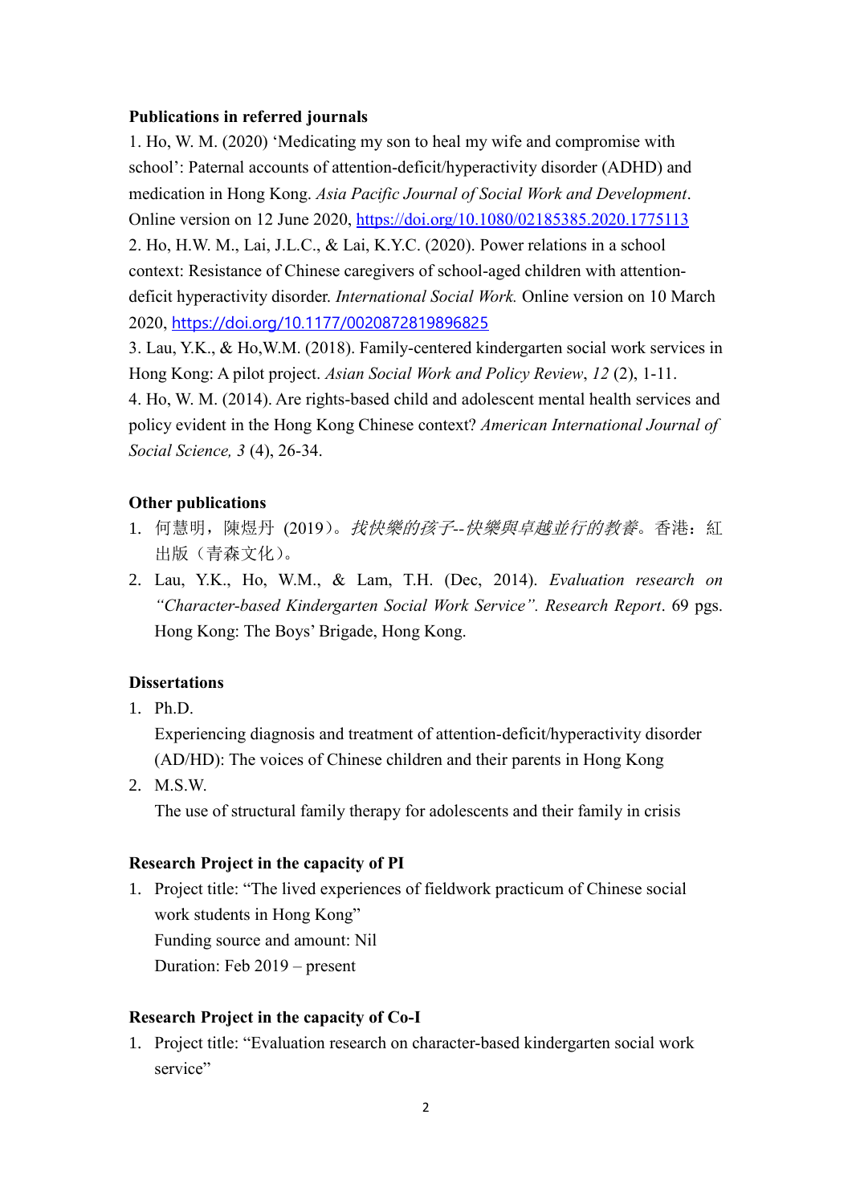**Publications in referred journals**

1. Ho, W. M. (2020) 'Medicating my son to heal my wife and compromise with school': Paternal accounts of attention-deficit/hyperactivity disorder (ADHD) and medication in Hong Kong. *Asia Pacific Journal of Social Work and Development*. Online version on 12 June 2020, https://doi.org/10.1080/02185385.2020.1775113
2. Ho, H.W. M., Lai, J.L.C., & Lai, K.Y.C. (2020). Power relations in a school context: Resistance of Chinese caregivers of school-aged children with attention-deficit hyperactivity disorder. *International Social Work.* Online version on 10 March 2020, https://doi.org/10.1177/0020872819896825
3. Lau, Y.K., & Ho,W.M. (2018). Family-centered kindergarten social work services in Hong Kong: A pilot project. *Asian Social Work and Policy Review*, *12* (2), 1-11.
4. Ho, W. M. (2014). Are rights-based child and adolescent mental health services and policy evident in the Hong Kong Chinese context? *American International Journal of Social Science, 3* (4), 26-34.

**Other publications**

1. 何慧明，陳煜丹 (2019)。*找快樂的孩子--快樂與卓越並行的教養*。香港：紅出版（青森文化）。
2. Lau, Y.K., Ho, W.M., & Lam, T.H. (Dec, 2014). *Evaluation research on "Character-based Kindergarten Social Work Service". Research Report*. 69 pgs. Hong Kong: The Boys' Brigade, Hong Kong.

**Dissertations**

1. Ph.D.
   Experiencing diagnosis and treatment of attention-deficit/hyperactivity disorder (AD/HD): The voices of Chinese children and their parents in Hong Kong
2. M.S.W.
   The use of structural family therapy for adolescents and their family in crisis

**Research Project in the capacity of PI**

1. Project title: "The lived experiences of fieldwork practicum of Chinese social work students in Hong Kong"
   Funding source and amount: Nil
   Duration: Feb 2019 – present

**Research Project in the capacity of Co-I**

1. Project title: "Evaluation research on character-based kindergarten social work service"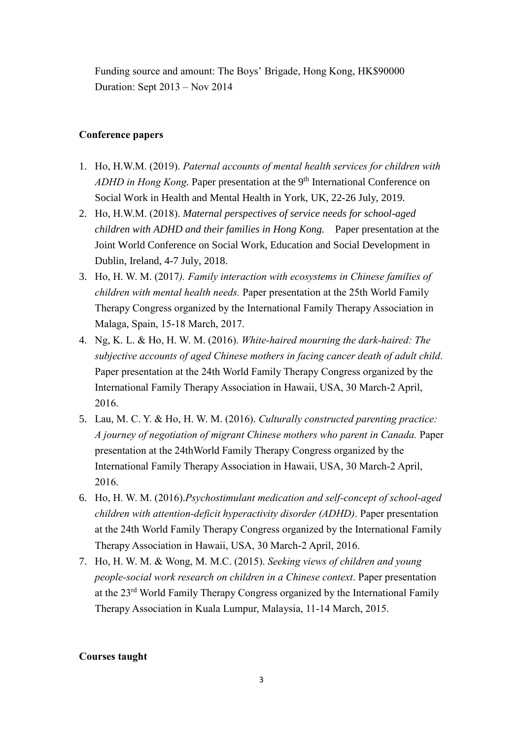Funding source and amount: The Boys' Brigade, Hong Kong, HK$90000
Duration: Sept 2013 – Nov 2014

**Conference papers**

1. Ho, H.W.M. (2019). *Paternal accounts of mental health services for children with ADHD in Hong Kong.* Paper presentation at the 9th International Conference on Social Work in Health and Mental Health in York, UK, 22-26 July, 2019.
2. Ho, H.W.M. (2018). *Maternal perspectives of service needs for school-aged children with ADHD and their families in Hong Kong.* Paper presentation at the Joint World Conference on Social Work, Education and Social Development in Dublin, Ireland, 4-7 July, 2018.
3. Ho, H. W. M. (2017*). Family interaction with ecosystems in Chinese families of children with mental health needs.* Paper presentation at the 25th World Family Therapy Congress organized by the International Family Therapy Association in Malaga, Spain, 15-18 March, 2017.
4. Ng, K. L. & Ho, H. W. M. (2016). *White-haired mourning the dark-haired: The subjective accounts of aged Chinese mothers in facing cancer death of adult child*. Paper presentation at the 24th World Family Therapy Congress organized by the International Family Therapy Association in Hawaii, USA, 30 March-2 April, 2016.
5. Lau, M. C. Y. & Ho, H. W. M. (2016). *Culturally constructed parenting practice: A journey of negotiation of migrant Chinese mothers who parent in Canada.* Paper presentation at the 24thWorld Family Therapy Congress organized by the International Family Therapy Association in Hawaii, USA, 30 March-2 April, 2016.
6. Ho, H. W. M. (2016).*Psychostimulant medication and self-concept of school-aged children with attention-deficit hyperactivity disorder (ADHD)*. Paper presentation at the 24th World Family Therapy Congress organized by the International Family Therapy Association in Hawaii, USA, 30 March-2 April, 2016.
7. Ho, H. W. M. & Wong, M. M.C. (2015). *Seeking views of children and young people-social work research on children in a Chinese context*. Paper presentation at the 23rd World Family Therapy Congress organized by the International Family Therapy Association in Kuala Lumpur, Malaysia, 11-14 March, 2015.

**Courses taught**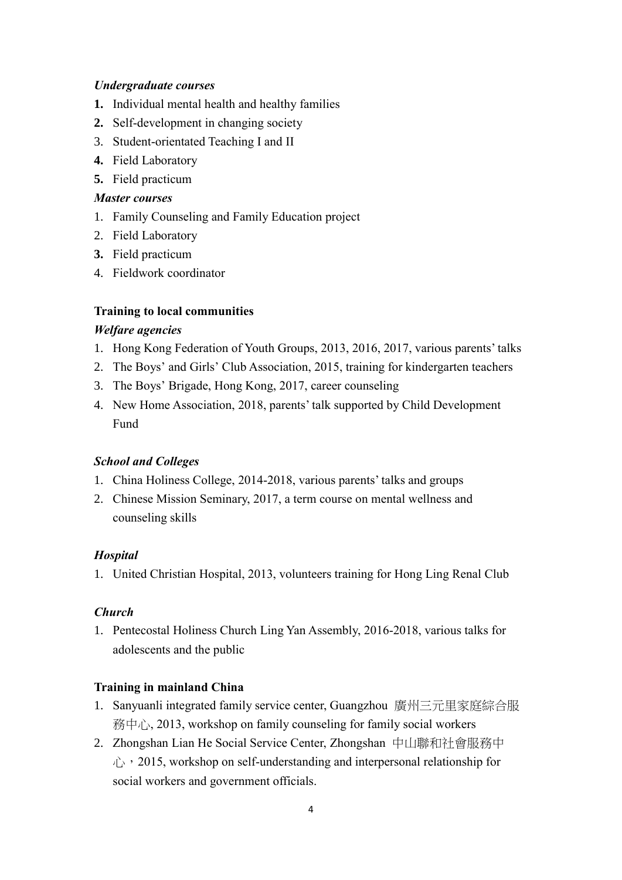***Undergraduate courses***

1. Individual mental health and healthy families
2. Self-development in changing society
3. Student-orientated Teaching I and II
4. Field Laboratory
5. Field practicum

***Master courses***

1. Family Counseling and Family Education project
2. Field Laboratory
3. Field practicum
4. Fieldwork coordinator

**Training to local communities**

***Welfare agencies***

1. Hong Kong Federation of Youth Groups, 2013, 2016, 2017, various parents' talks
2. The Boys' and Girls' Club Association, 2015, training for kindergarten teachers
3. The Boys' Brigade, Hong Kong, 2017, career counseling
4. New Home Association, 2018, parents' talk supported by Child Development Fund

***School and Colleges***

1. China Holiness College, 2014-2018, various parents' talks and groups
2. Chinese Mission Seminary, 2017, a term course on mental wellness and counseling skills

***Hospital***

1. United Christian Hospital, 2013, volunteers training for Hong Ling Renal Club

***Church***

1. Pentecostal Holiness Church Ling Yan Assembly, 2016-2018, various talks for adolescents and the public

**Training in mainland China**

1. Sanyuanli integrated family service center, Guangzhou 廣州三元里家庭綜合服務中心, 2013, workshop on family counseling for family social workers
2. Zhongshan Lian He Social Service Center, Zhongshan 中山聯和社會服務中心，2015, workshop on self-understanding and interpersonal relationship for social workers and government officials.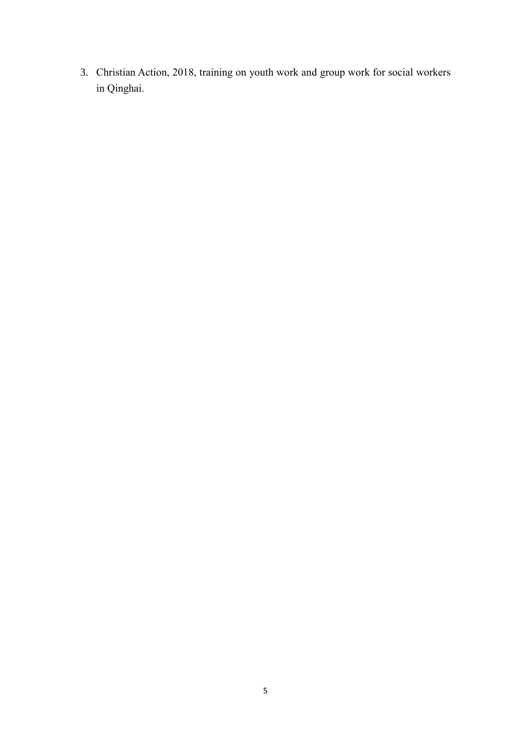3. Christian Action, 2018, training on youth work and group work for social workers in Qinghai.